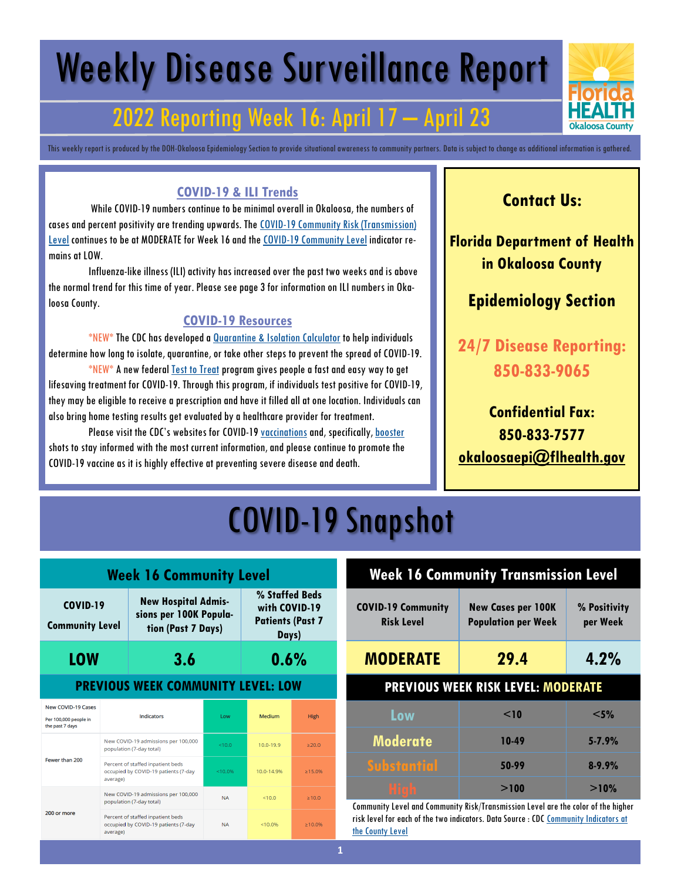# Weekly Disease Surveillance Report

## 2022 Reporting Week 16: April 17 — April 23

This weekly report is produced by the DOH-Okaloosa Epidemiology Section to provide situational awareness to community partners. Data is subject to change as additional information is gathered.

### COVID-19 & ILI Trends

While COVID-19 numbers continue to be minimal overall in Okaloosa, the numbers of cases and percent positivity are trending upwards. The COVID-19 Community Risk (Transmission) Level continues to be at MODERATE for Week 16 and the COVID-19 Community Level indicator remains at LOW.

Influenza-like illness (ILI) activity has increased over the past two weeks and is above the normal trend for this time of year. Please see page 3 for information on ILI numbers in Okaloosa County.

### COVID-19 Resources

*NEW* The CDC has developed a Quarantine & Isolation Calculator to help individuals determine how long to isolate, quarantine, or take other steps to prevent the spread of COVID-19.

*NEW* A new federal Test to Treat program gives people a fast and easy way to get lifesaving treatment for COVID-19. Through this program, if individuals test positive for COVID-19, they may be eligible to receive a prescription and have it filled all at one location. Individuals can also bring home testing results get evaluated by a healthcare provider for treatment.

Please visit the CDC's websites for COVID-19 vaccinations and, specifically, booster shots to stay informed with the most current information, and please continue to promote the COVID-19 vaccine as it is highly effective at preventing severe disease and death.

**Contact Us:**

**Florida Department of Health in Okaloosa County**

**Epidemiology Section**

**24/7 Disease Reporting: 850-833-9065**

**Confidential Fax: 850-833-7577**

**okaloosaepi@flhealth.gov**

# COVID-19 Snapshot

### Week 16 Community Level

| COVID-19 Community Level | New Hospital Admissions per 100K Population (Past 7 Days) | % Staffed Beds with COVID-19 Patients (Past 7 Days) |
|---|---|---|
| **LOW** | **3.6** | **0.6%** |

**PREVIOUS WEEK COMMUNITY LEVEL: LOW**

| New COVID-19 Cases Per 100,000 people in the past 7 days | Indicators | Low | Medium | High |
|---|---|---|---|---|
| Fewer than 200 | New COVID-19 admissions per 100,000 population (7-day total) | <10.0 | 10.0-19.9 | ≥20.0 |
| | Percent of staffed inpatient beds occupied by COVID-19 patients (7-day average) | <10.0% | 10.0-14.9% | ≥15.0% |
| 200 or more | New COVID-19 admissions per 100,000 population (7-day total) | NA | <10.0 | ≥10.0 |
| | Percent of staffed inpatient beds occupied by COVID-19 patients (7-day average) | NA | <10.0% | ≥10.0% |

### Week 16 Community Transmission Level

| COVID-19 Community Risk Level | New Cases per 100K Population per Week | % Positivity per Week |
|---|---|---|
| **MODERATE** | **29.4** | **4.2%** |

**PREVIOUS WEEK RISK LEVEL: MODERATE**

| Level | New Cases per 100K | % Positivity |
|---|---|---|
| Low | <10 | <5% |
| Moderate | 10-49 | 5-7.9% |
| Substantial | 50-99 | 8-9.9% |
| High | >100 | >10% |

Community Level and Community Risk/Transmission Level are the color of the higher risk level for each of the two indicators. Data Source : CDC Community Indicators at the County Level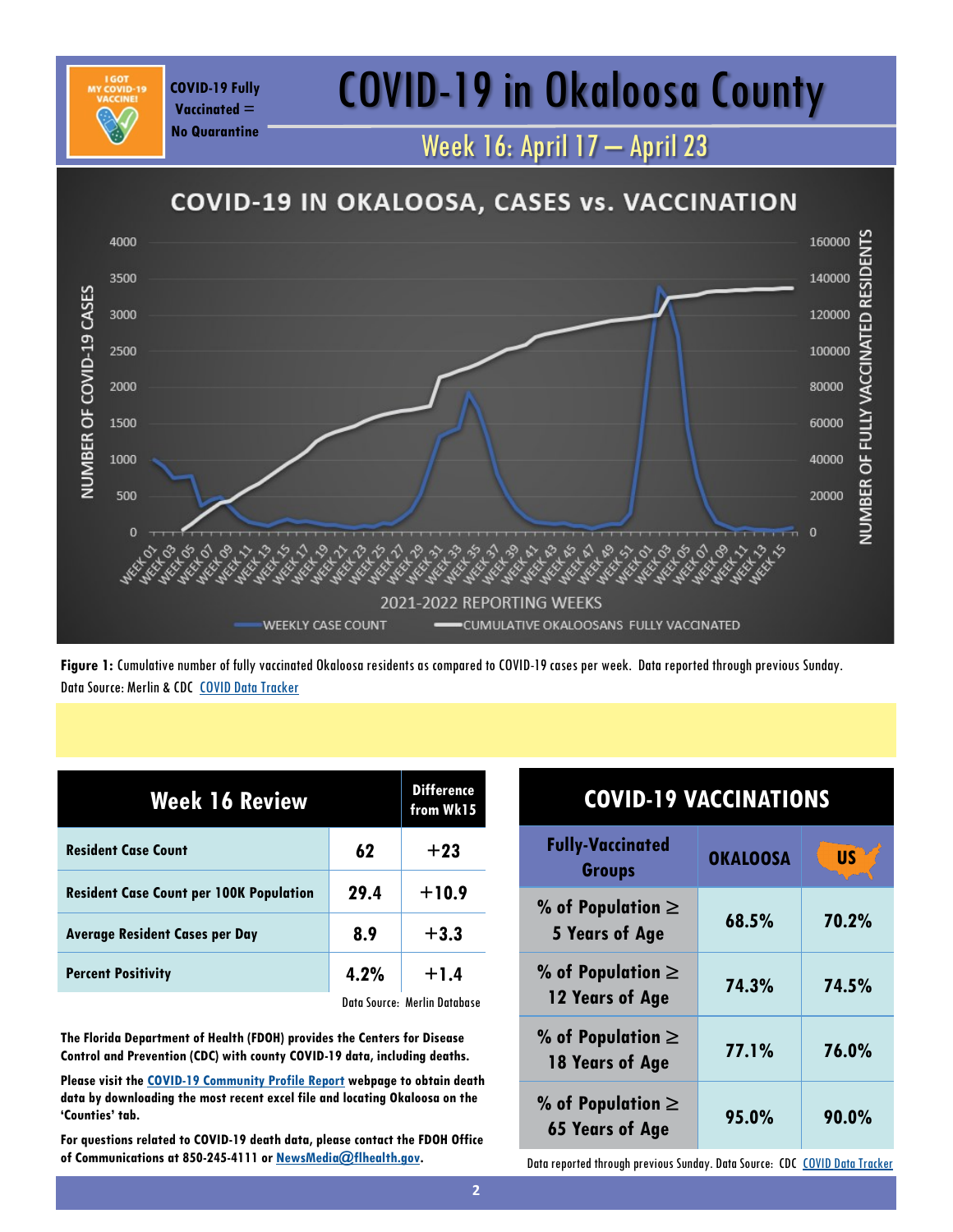COVID-19 Fully Vaccinated = No Quarantine

# COVID-19 in Okaloosa County

## Week 16: April 17 – April 23

**COVID-19 IN OKALOOSA, CASES vs. VACCINATION**

**Figure 1:** Cumulative number of fully vaccinated Okaloosa residents as compared to COVID-19 cases per week. Data reported through previous Sunday. Data Source: Merlin & CDC COVID Data Tracker

| Week 16 Review | | Difference from Wk15 |
|---|---|---|
| Resident Case Count | 62 | +23 |
| Resident Case Count per 100K Population | 29.4 | +10.9 |
| Average Resident Cases per Day | 8.9 | +3.3 |
| Percent Positivity | 4.2% | +1.4 |

Data Source: Merlin Database

**The Florida Department of Health (FDOH) provides the Centers for Disease Control and Prevention (CDC) with county COVID-19 data, including deaths.**

**Please visit the COVID-19 Community Profile Report webpage to obtain death data by downloading the most recent excel file and locating Okaloosa on the 'Counties' tab.**

**For questions related to COVID-19 death data, please contact the FDOH Office of Communications at 850-245-4111 or NewsMedia@flhealth.gov.**

### COVID-19 VACCINATIONS

| Fully-Vaccinated Groups | OKALOOSA | US |
|---|---|---|
| % of Population ≥ 5 Years of Age | 68.5% | 70.2% |
| % of Population ≥ 12 Years of Age | 74.3% | 74.5% |
| % of Population ≥ 18 Years of Age | 77.1% | 76.0% |
| % of Population ≥ 65 Years of Age | 95.0% | 90.0% |

Data reported through previous Sunday. Data Source: CDC COVID Data Tracker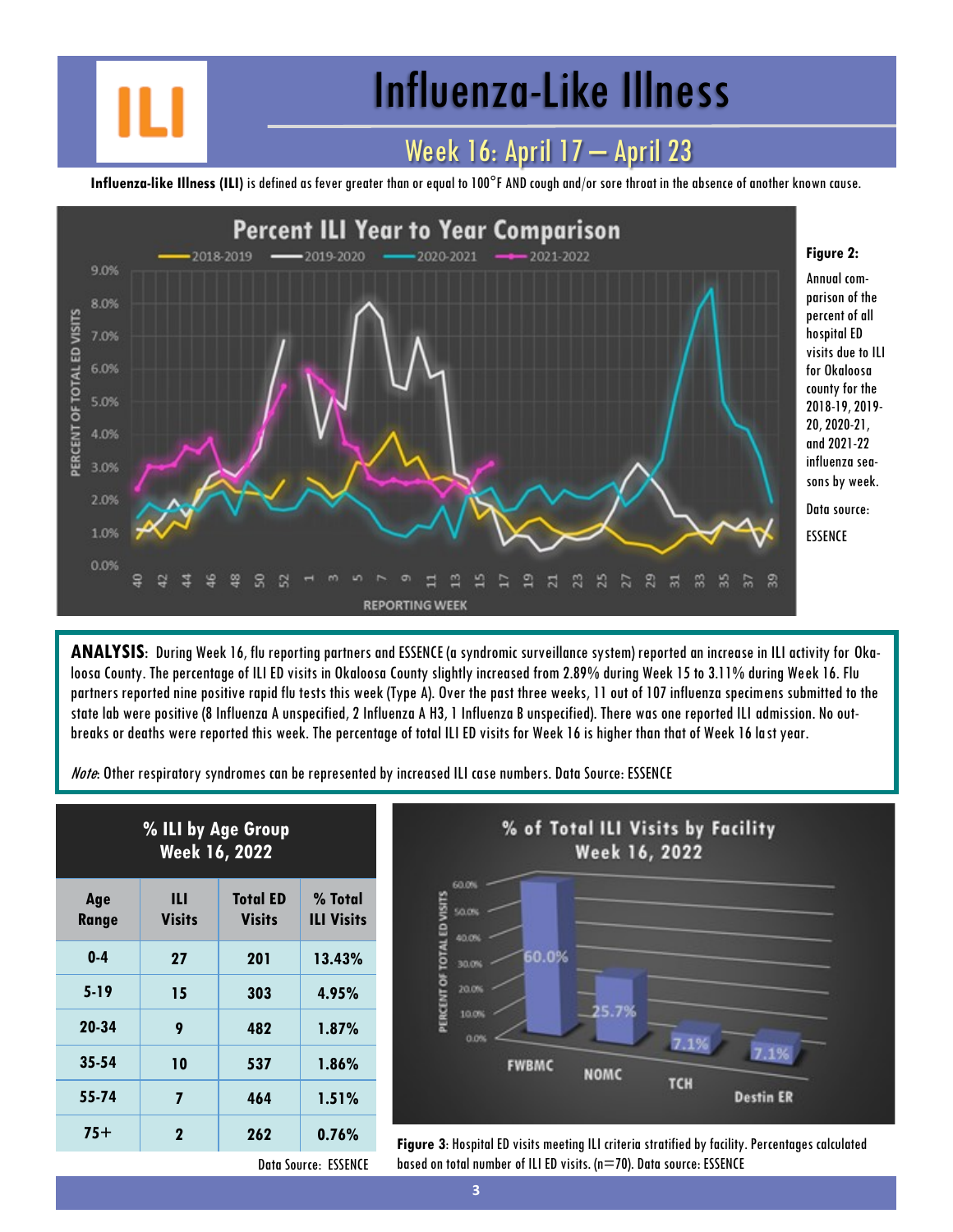# Influenza-Like Illness

## Week 16: April 17 — April 23

**Influenza-like Illness (ILI)** is defined as fever greater than or equal to 100°F AND cough and/or sore throat in the absence of another known cause.

**Figure 2:** Annual comparison of the percent of all hospital ED visits due to ILI for Okaloosa county for the 2018-19, 2019-20, 2020-21, and 2021-22 influenza seasons by week.

Data source: ESSENCE

**ANALYSIS**: During Week 16, flu reporting partners and ESSENCE (a syndromic surveillance system) reported an increase in ILI activity for Okaloosa County. The percentage of ILI ED visits in Okaloosa County slightly increased from 2.89% during Week 15 to 3.11% during Week 16. Flu partners reported nine positive rapid flu tests this week (Type A). Over the past three weeks, 11 out of 107 influenza specimens submitted to the state lab were positive (8 Influenza A unspecified, 2 Influenza A H3, 1 Influenza B unspecified). There was one reported ILI admission. No outbreaks or deaths were reported this week. The percentage of total ILI ED visits for Week 16 is higher than that of Week 16 last year.

*Note*: Other respiratory syndromes can be represented by increased ILI case numbers. Data Source: ESSENCE

**% ILI by Age Group Week 16, 2022**

| Age Range | ILI Visits | Total ED Visits | % Total ILI Visits |
|---|---|---|---|
| 0-4 | 27 | 201 | 13.43% |
| 5-19 | 15 | 303 | 4.95% |
| 20-34 | 9 | 482 | 1.87% |
| 35-54 | 10 | 537 | 1.86% |
| 55-74 | 7 | 464 | 1.51% |
| 75+ | 2 | 262 | 0.76% |

Data Source: ESSENCE

**Figure 3**: Hospital ED visits meeting ILI criteria stratified by facility. Percentages calculated based on total number of ILI ED visits. (n=70). Data source: ESSENCE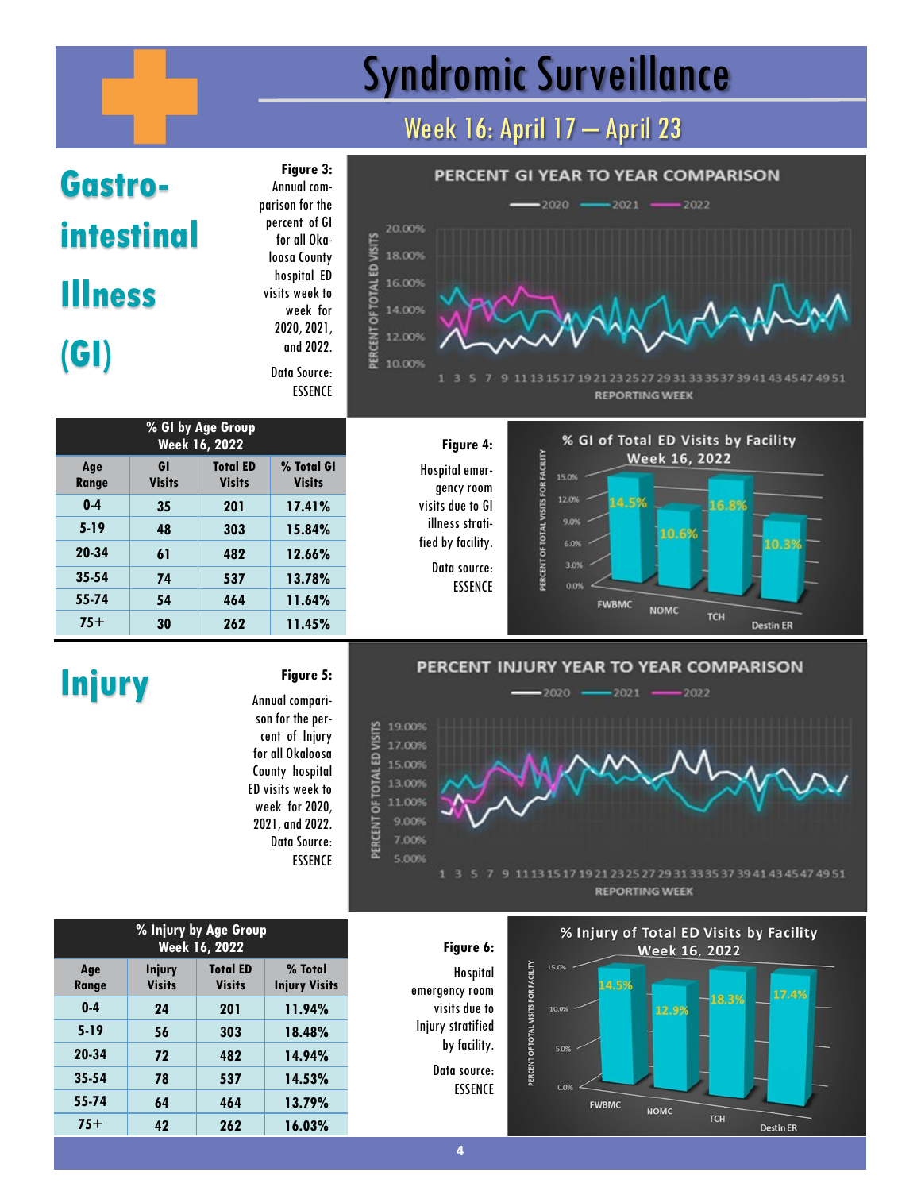# Syndromic Surveillance

## Week 16: April 17 — April 23

## Gastrointestinal Illness (GI)

**Figure 3:** Annual comparison for the percent of GI for all Okaloosa County hospital ED visits week to week for 2020, 2021, and 2022.

Data Source: ESSENCE

| % GI by Age Group Week 16, 2022 | | | |
|---|---|---|---|
| Age Range | GI Visits | Total ED Visits | % Total GI Visits |
| 0-4 | 35 | 201 | 17.41% |
| 5-19 | 48 | 303 | 15.84% |
| 20-34 | 61 | 482 | 12.66% |
| 35-54 | 74 | 537 | 13.78% |
| 55-74 | 54 | 464 | 11.64% |
| 75+ | 30 | 262 | 11.45% |

**Figure 4:** Hospital emergency room visits due to GI illness stratified by facility.

Data source: ESSENCE

## Injury

**Figure 5:** Annual comparison for the percent of Injury for all Okaloosa County hospital ED visits week to week for 2020, 2021, and 2022. Data Source: ESSENCE

| % Injury by Age Group Week 16, 2022 | | | |
|---|---|---|---|
| Age Range | Injury Visits | Total ED Visits | % Total Injury Visits |
| 0-4 | 24 | 201 | 11.94% |
| 5-19 | 56 | 303 | 18.48% |
| 20-34 | 72 | 482 | 14.94% |
| 35-54 | 78 | 537 | 14.53% |
| 55-74 | 64 | 464 | 13.79% |
| 75+ | 42 | 262 | 16.03% |

**Figure 6:** Hospital emergency room visits due to Injury stratified by facility.

Data source: ESSENCE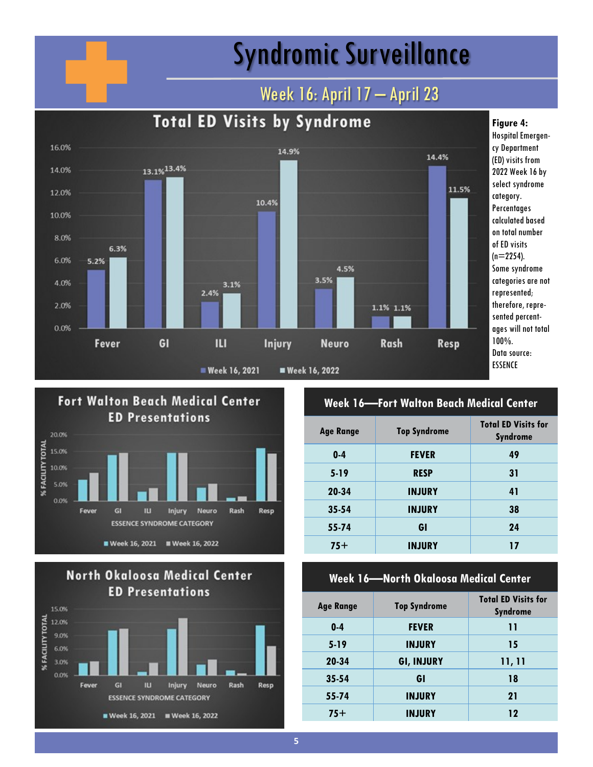# Syndromic Surveillance

## Week 16: April 17 — April 23

### Total ED Visits by Syndrome

| Syndrome | Week 16, 2021 | Week 16, 2022 |
|---|---|---|
| Fever | 5.2% | 6.3% |
| GI | 13.1% | 13.4% |
| ILI | 2.4% | 3.1% |
| Injury | 10.4% | 14.9% |
| Neuro | 3.5% | 4.5% |
| Rash | 1.1% | 1.1% |
| Resp | 14.4% | 11.5% |

**Figure 4:** Hospital Emergency Department (ED) visits from 2022 Week 16 by select syndrome category. Percentages calculated based on total number of ED visits (n=2254). Some syndrome categories are not represented; therefore, represented percentages will not total 100%. Data source: ESSENCE

### Fort Walton Beach Medical Center ED Presentations

(% Facility Total by ESSENCE Syndrome Category: Fever, GI, ILI, Injury, Neuro, Rash, Resp — Week 16, 2021 vs. Week 16, 2022)

### Week 16—Fort Walton Beach Medical Center

| Age Range | Top Syndrome | Total ED Visits for Syndrome |
|---|---|---|
| 0-4 | FEVER | 49 |
| 5-19 | RESP | 31 |
| 20-34 | INJURY | 41 |
| 35-54 | INJURY | 38 |
| 55-74 | GI | 24 |
| 75+ | INJURY | 17 |

### North Okaloosa Medical Center ED Presentations

(% Facility Total by ESSENCE Syndrome Category: Fever, GI, ILI, Injury, Neuro, Rash, Resp — Week 16, 2021 vs. Week 16, 2022)

### Week 16—North Okaloosa Medical Center

| Age Range | Top Syndrome | Total ED Visits for Syndrome |
|---|---|---|
| 0-4 | FEVER | 11 |
| 5-19 | INJURY | 15 |
| 20-34 | GI, INJURY | 11, 11 |
| 35-54 | GI | 18 |
| 55-74 | INJURY | 21 |
| 75+ | INJURY | 12 |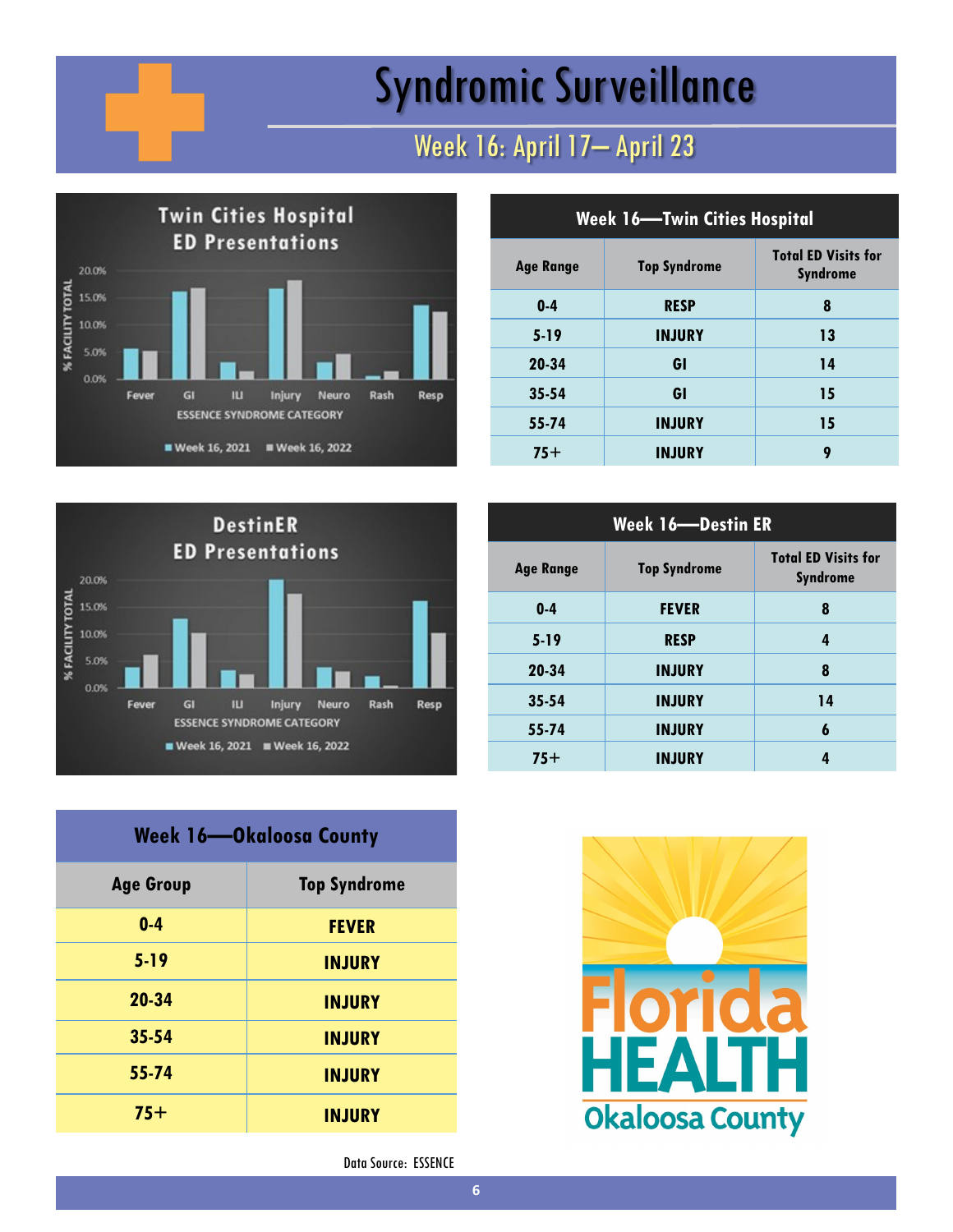# Syndromic Surveillance

## Week 16: April 17– April 23

Twin Cities Hospital
ED Presentations

20.0%
15.0%
10.0%
5.0%
0.0%

% FACILITY TOTAL

Fever GI ILI Injury Neuro Rash Resp

ESSENCE SYNDROME CATEGORY

Week 16, 2021 Week 16, 2022

| Week 16—Twin Cities Hospital | | |
|---|---|---|
| **Age Range** | **Top Syndrome** | **Total ED Visits for Syndrome** |
| 0-4 | RESP | 8 |
| 5-19 | INJURY | 13 |
| 20-34 | GI | 14 |
| 35-54 | GI | 15 |
| 55-74 | INJURY | 15 |
| 75+ | INJURY | 9 |

DestinER
ED Presentations

20.0%
15.0%
10.0%
5.0%
0.0%

% FACILITY TOTAL

Fever GI ILI Injury Neuro Rash Resp

ESSENCE SYNDROME CATEGORY

Week 16, 2021 Week 16, 2022

| Week 16—Destin ER | | |
|---|---|---|
| **Age Range** | **Top Syndrome** | **Total ED Visits for Syndrome** |
| 0-4 | FEVER | 8 |
| 5-19 | RESP | 4 |
| 20-34 | INJURY | 8 |
| 35-54 | INJURY | 14 |
| 55-74 | INJURY | 6 |
| 75+ | INJURY | 4 |

| Week 16—Okaloosa County | |
|---|---|
| **Age Group** | **Top Syndrome** |
| 0-4 | FEVER |
| 5-19 | INJURY |
| 20-34 | INJURY |
| 35-54 | INJURY |
| 55-74 | INJURY |
| 75+ | INJURY |

Florida HEALTH Okaloosa County

Data Source: ESSENCE